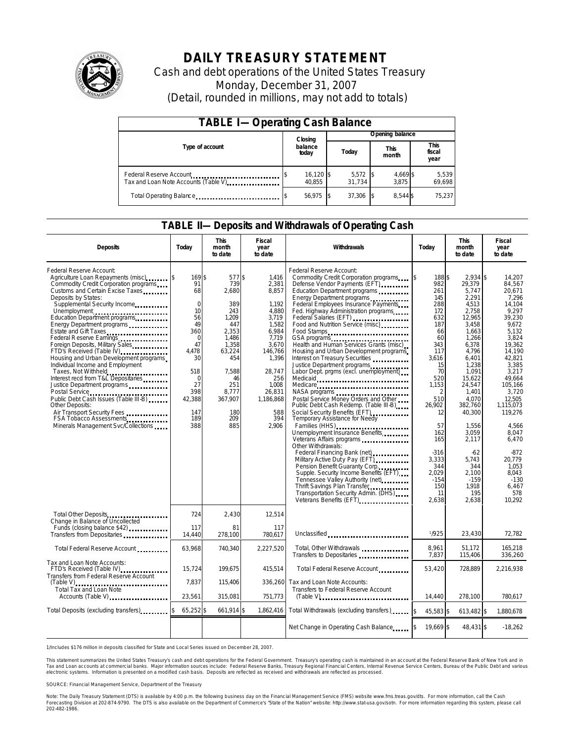# DAILY TREASURY STATEMENT

Cash and debt operations of the United States Treasury

Monday, December 31, 2007

(Detail, rounded in millions, may not add to totals)

## TABLE I—Operating Cash Balance

| Type of account | Closing balance today | Opening balance Today | Opening balance This month | Opening balance This fiscal year |
|---|---|---|---|---|
| Federal Reserve Account | $ 16,120 | $ 5,572 | $ 4,669 | $ 5,539 |
| Tax and Loan Note Accounts (Table V) | 40,855 | 31,734 | 3,875 | 69,698 |
| Total Operating Balance | $ 56,975 | $ 37,306 | $ 8,544 | $ 75,237 |

## TABLE II—Deposits and Withdrawals of Operating Cash

| Deposits | Today | This month to date | Fiscal year to date |
|---|---|---|---|
| Federal Reserve Account: | | | |
| Agriculture Loan Repayments (misc) | $ 169 | $ 577 | $ 1,416 |
| Commodity Credit Corporation programs | 91 | 739 | 2,381 |
| Customs and Certain Excise Taxes | 68 | 2,680 | 8,857 |
| Deposits by States: | | | |
| Supplemental Security Income | 0 | 389 | 1,192 |
| Unemployment | 10 | 243 | 4,880 |
| Education Department programs | 56 | 1,209 | 3,719 |
| Energy Department programs | 49 | 447 | 1,582 |
| Estate and Gift Taxes | 360 | 2,353 | 6,984 |
| Federal Reserve Earnings | 0 | 1,486 | 7,719 |
| Foreign Deposits, Military Sales | 47 | 1,358 | 3,670 |
| FTD's Received (Table IV) | 4,478 | 63,224 | 146,766 |
| Housing and Urban Development programs | 30 | 454 | 1,396 |
| Individual Income and Employment Taxes, Not Withheld | 518 | 7,588 | 28,747 |
| Interest recd from T&L Depositaries | 0 | 46 | 256 |
| Justice Department programs | 27 | 251 | 1,008 |
| Postal Service | 398 | 8,777 | 26,831 |
| Public Debt Cash Issues (Table III-B) | 42,388 | 367,907 | 1,186,868 |
| Other Deposits: | | | |
| Air Transport Security Fees | 147 | 180 | 588 |
| FSA Tobacco Assessments | 189 | 209 | 394 |
| Minerals Management Svc/Collections | 388 | 885 | 2,906 |
| Total Other Deposits | 724 | 2,430 | 12,514 |
| Change in Balance of Uncollected Funds (closing balance $42) | 117 | 81 | 117 |
| Transfers from Depositaries | 14,440 | 278,100 | 780,617 |
| Total Federal Reserve Account | 63,968 | 740,340 | 2,227,520 |
| Tax and Loan Note Accounts: | | | |
| FTD's Received (Table IV) | 15,724 | 199,675 | 415,514 |
| Transfers from Federal Reserve Account (Table V) | 7,837 | 115,406 | 336,260 |
| Total Tax and Loan Note Accounts (Table V) | 23,561 | 315,081 | 751,773 |
| Total Deposits (excluding transfers) | $ 65,252 | $ 661,914 | $ 1,862,416 |

| Withdrawals | Today | This month to date | Fiscal year to date |
|---|---|---|---|
| Federal Reserve Account: | | | |
| Commodity Credit Corporation programs | $ 188 | $ 2,934 | $ 14,207 |
| Defense Vendor Payments (EFT) | 982 | 29,379 | 84,567 |
| Education Department programs | 261 | 5,747 | 20,671 |
| Energy Department programs | 145 | 2,291 | 7,296 |
| Federal Employees Insurance Payments | 288 | 4,513 | 14,104 |
| Fed. Highway Administration programs | 172 | 2,758 | 9,297 |
| Federal Salaries (EFT) | 632 | 12,965 | 39,230 |
| Food and Nutrition Service (misc) | 187 | 3,458 | 9,672 |
| Food Stamps | 66 | 1,663 | 5,132 |
| GSA programs | 60 | 1,266 | 3,824 |
| Health and Human Services Grants (misc) | 343 | 6,378 | 19,362 |
| Housing and Urban Development programs | 117 | 4,796 | 14,190 |
| Interest on Treasury Securities | 3,616 | 6,401 | 42,821 |
| Justice Department programs | 15 | 1,238 | 3,385 |
| Labor Dept. prgms (excl. unemployment) | 70 | 1,091 | 3,217 |
| Medicaid | 520 | 15,622 | 49,664 |
| Medicare | 1,153 | 24,547 | 105,166 |
| NASA programs | 2 | 1,401 | 3,720 |
| Postal Service Money Orders and Other | 510 | 4,070 | 12,505 |
| Public Debt Cash Redemp. (Table III-B) | 26,902 | 382,760 | 1,115,073 |
| Social Security Benefits (EFT) | 12 | 40,300 | 119,276 |
| Temporary Assistance for Needy Families (HHS) | 57 | 1,556 | 4,566 |
| Unemployment Insurance Benefits | 162 | 3,059 | 8,047 |
| Veterans Affairs programs | 165 | 2,117 | 6,470 |
| Other Withdrawals: | | | |
| Federal Financing Bank (net) | -316 | -62 | -872 |
| Military Active Duty Pay (EFT) | 3,333 | 5,743 | 20,779 |
| Pension Benefit Guaranty Corp. | 344 | 344 | 1,053 |
| Supple. Security Income Benefits (EFT) | 2,029 | 2,100 | 8,043 |
| Tennessee Valley Authority (net) | -154 | -159 | -130 |
| Thrift Savings Plan Transfer | 150 | 1,918 | 6,467 |
| Transportation Security Admin. (DHS) | 11 | 195 | 578 |
| Veterans Benefits (EFT) | 2,638 | 2,638 | 10,292 |
| Unclassified | 1/925 | 23,430 | 72,782 |
| Total, Other Withdrawals | 8,961 | 51,172 | 165,218 |
| Transfers to Depositaries | 7,837 | 115,406 | 336,260 |
| Total Federal Reserve Account | 53,420 | 728,889 | 2,216,938 |
| Tax and Loan Note Accounts: | | | |
| Transfers to Federal Reserve Account (Table V) | 14,440 | 278,100 | 780,617 |
| Total Withdrawals (excluding transfers) | $ 45,583 | $ 613,482 | $ 1,880,678 |
| Net Change in Operating Cash Balance | $ 19,669 | $ 48,431 | $ -18,262 |

1/Includes $176 million in deposits classified for State and Local Series issued on December 28, 2007.

This statement summarizes the United States Treasury's cash and debt operations for the Federal Government. Treasury's operating cash is maintained in an account at the Federal Reserve Bank of New York and in Tax and Loan accounts at commercial banks. Major information sources include: Federal Reserve Banks, Treasury Regional Financial Centers, Internal Revenue Service Centers, Bureau of the Public Debt and various electronic systems. Information is presented on a modified cash basis. Deposits are reflected as received and withdrawals are reflected as processed.

SOURCE: Financial Management Service, Department of the Treasury

Note: The Daily Treasury Statement (DTS) is available by 4:00 p.m. the following business day on the Financial Management Service (FMS) website www.fms.treas.gov/dts. For more information, call the Cash Forecasting Division at 202-874-9790. The DTS is also available on the Department of Commerce's "State of the Nation" website: http://www.stat-usa.gov/sotn. For more information regarding this system, please call 202-482-1986.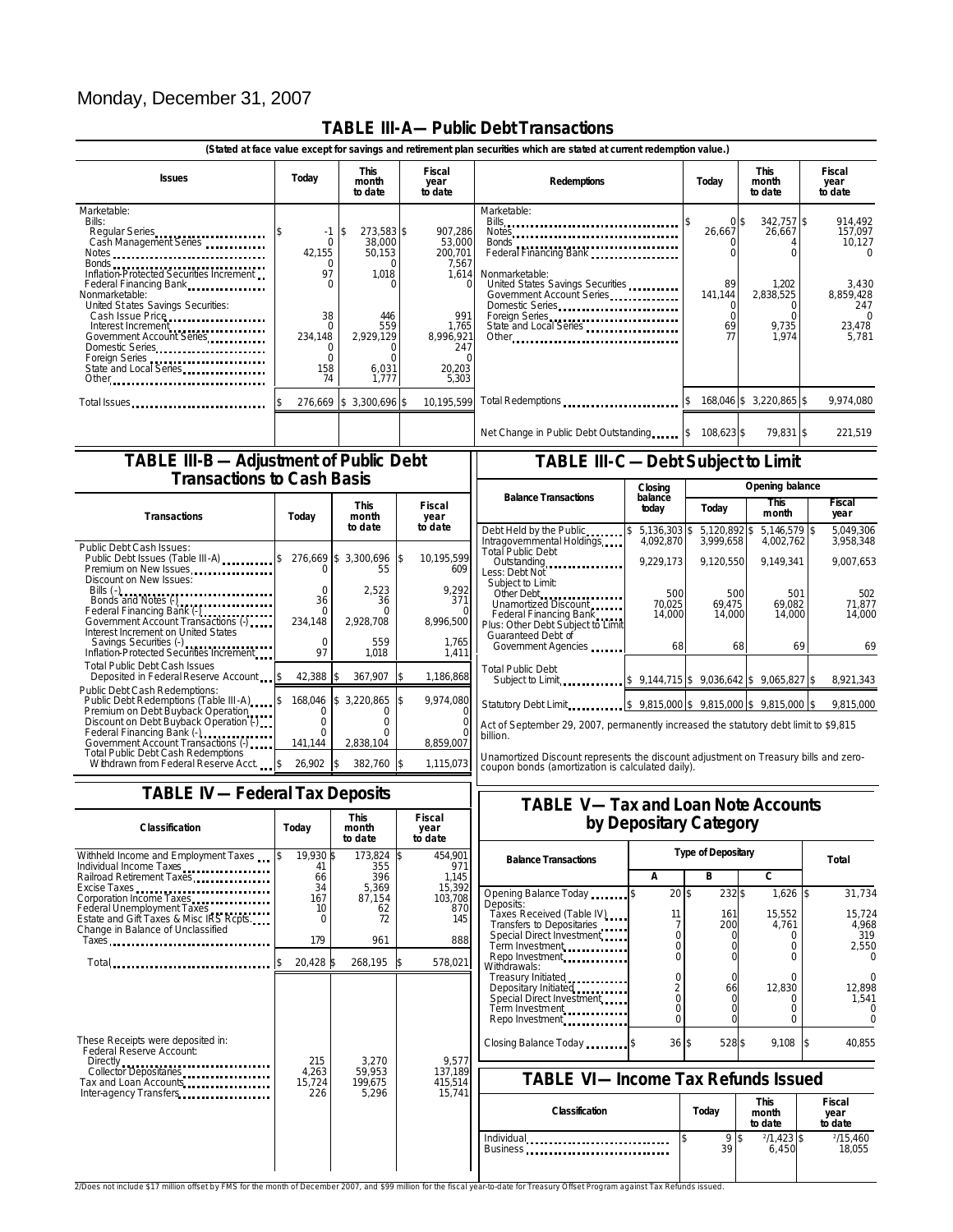Monday, December 31, 2007

## TABLE III-A— Public Debt Transactions

(Stated at face value except for savings and retirement plan securities which are stated at current redemption value.)

| Issues | Today | This month to date | Fiscal year to date | Redemptions | Today | This month to date | Fiscal year to date |
|---|---|---|---|---|---|---|---|
| Marketable: | | | | Marketable: | | | |
| Bills: | | | | Bills | $ 0 | $ 342,757 | $ 914,492 |
| Regular Series | $ -1 | $ 273,583 | $ 907,286 | Notes | 26,667 | 26,667 | 157,097 |
| Cash Management Series | 0 | 38,000 | 53,000 | Bonds | 0 | 4 | 10,127 |
| Notes | 42,155 | 50,153 | 200,701 | Federal Financing Bank | 0 | 0 | 0 |
| Bonds | 0 | 0 | 7,567 | | | | |
| Inflation-Protected Securities Increment | 97 | 1,018 | 1,614 | Nonmarketable: | | | |
| Federal Financing Bank | 0 | 0 | 0 | United States Savings Securities | 89 | 1,202 | 3,430 |
| Nonmarketable: | | | | Government Account Series | 141,144 | 2,838,525 | 8,859,428 |
| United States Savings Securities: | | | | Domestic Series | 0 | 0 | 247 |
| Cash Issue Price | 38 | 446 | 991 | Foreign Series | 0 | 0 | 0 |
| Interest Increment | 0 | 559 | 1,765 | State and Local Series | 69 | 9,735 | 23,478 |
| Government Account Series | 234,148 | 2,929,129 | 8,996,921 | Other | 77 | 1,974 | 5,781 |
| Domestic Series | 0 | 0 | 247 | | | | |
| Foreign Series | 0 | 0 | 0 | | | | |
| State and Local Series | 158 | 6,031 | 20,203 | | | | |
| Other | 74 | 1,777 | 5,303 | | | | |
| Total Issues | $ 276,669 | $ 3,300,696 | $ 10,195,599 | Total Redemptions | $ 168,046 | $ 3,220,865 | $ 9,974,080 |
| | | | | Net Change in Public Debt Outstanding | $ 108,623 | $ 79,831 | $ 221,519 |

## TABLE III-B — Adjustment of Public Debt Transactions to Cash Basis

| Transactions | Today | This month to date | Fiscal year to date |
|---|---|---|---|
| Public Debt Cash Issues: | | | |
| Public Debt Issues (Table III-A) | $ 276,669 | $ 3,300,696 | $ 10,195,599 |
| Premium on New Issues | 0 | 55 | 609 |
| Discount on New Issues: | | | |
| Bills (-) | 0 | 2,523 | 9,292 |
| Bonds and Notes (-) | 36 | 36 | 371 |
| Federal Financing Bank (-) | 0 | 0 | 0 |
| Government Account Transactions (-) | 234,148 | 2,928,708 | 8,996,500 |
| Interest Increment on United States Savings Securities (-) | 0 | 559 | 1,765 |
| Inflation-Protected Securities Increment | 97 | 1,018 | 1,411 |
| Total Public Debt Cash Issues Deposited in Federal Reserve Account | $ 42,388 | $ 367,907 | $ 1,186,868 |
| Public Debt Cash Redemptions: | | | |
| Public Debt Redemptions (Table III-A) | $ 168,046 | $ 3,220,865 | $ 9,974,080 |
| Premium on Debt Buyback Operation | 0 | 0 | 0 |
| Discount on Debt Buyback Operation (-) | 0 | 0 | 0 |
| Federal Financing Bank (-) | 0 | 0 | 0 |
| Government Account Transactions (-) | 141,144 | 2,838,104 | 8,859,007 |
| Total Public Debt Cash Redemptions Withdrawn from Federal Reserve Acct. | $ 26,902 | $ 382,760 | $ 1,115,073 |

## TABLE III-C — Debt Subject to Limit

| Balance Transactions | Closing balance today | Opening balance Today | Opening balance This month | Opening balance Fiscal year |
|---|---|---|---|---|
| Debt Held by the Public | $ 5,136,303 | $ 5,120,892 | $ 5,146,579 | $ 5,049,306 |
| Intragovernmental Holdings | 4,092,870 | 3,999,658 | 4,002,762 | 3,958,348 |
| Total Public Debt Outstanding | 9,229,173 | 9,120,550 | 9,149,341 | 9,007,653 |
| Less: Debt Not Subject to Limit: | | | | |
| Other Debt | 500 | 500 | 501 | 502 |
| Unamortized Discount | 70,025 | 69,475 | 69,082 | 71,877 |
| Federal Financing Bank | 14,000 | 14,000 | 14,000 | 14,000 |
| Plus: Other Debt Subject to Limit Guaranteed Debt of Government Agencies | 68 | 68 | 69 | 69 |
| Total Public Debt Subject to Limit | $ 9,144,715 | $ 9,036,642 | $ 9,065,827 | $ 8,921,343 |
| Statutory Debt Limit | $ 9,815,000 | $ 9,815,000 | $ 9,815,000 | $ 9,815,000 |

Act of September 29, 2007, permanently increased the statutory debt limit to $9,815 billion.

Unamortized Discount represents the discount adjustment on Treasury bills and zero-coupon bonds (amortization is calculated daily).

## TABLE IV — Federal Tax Deposits

| Classification | Today | This month to date | Fiscal year to date |
|---|---|---|---|
| Withheld Income and Employment Taxes | $ 19,930 | $ 173,824 | $ 454,901 |
| Individual Income Taxes | 41 | 355 | 971 |
| Railroad Retirement Taxes | 66 | 396 | 1,145 |
| Excise Taxes | 34 | 5,369 | 15,392 |
| Corporation Income Taxes | 167 | 87,154 | 103,708 |
| Federal Unemployment Taxes | 10 | 62 | 870 |
| Estate and Gift Taxes & Misc IRS Rcpts. | 0 | 72 | 145 |
| Change in Balance of Unclassified Taxes | 179 | 961 | 888 |
| Total | $ 20,428 | $ 268,195 | $ 578,021 |
| These Receipts were deposited in: | | | |
| Federal Reserve Account: | | | |
| Directly | 215 | 3,270 | 9,577 |
| Collector Depositaries | 4,263 | 59,953 | 137,189 |
| Tax and Loan Accounts | 15,724 | 199,675 | 415,514 |
| Inter-agency Transfers | 226 | 5,296 | 15,741 |

## TABLE V— Tax and Loan Note Accounts by Depositary Category

| Balance Transactions | Type of Depositary A | B | C | Total |
|---|---|---|---|---|
| Opening Balance Today | $ 20 | $ 232 | $ 1,626 | $ 31,734 |
| Deposits: | | | | |
| Taxes Received (Table IV) | 11 | 161 | 15,552 | 15,724 |
| Transfers to Depositaries | 7 | 200 | 4,761 | 4,968 |
| Special Direct Investment | 0 | 0 | 0 | 319 |
| Term Investment | 0 | 0 | 0 | 2,550 |
| Repo Investment | 0 | 0 | 0 | 0 |
| Withdrawals: | | | | |
| Treasury Initiated | 0 | 0 | 0 | 0 |
| Depositary Initiated | 2 | 66 | 12,830 | 12,898 |
| Special Direct Investment | 0 | 0 | 0 | 1,541 |
| Term Investment | 0 | 0 | 0 | 0 |
| Repo Investment | 0 | 0 | 0 | 0 |
| Closing Balance Today | $ 36 | $ 528 | $ 9,108 | $ 40,855 |

## TABLE VI— Income Tax Refunds Issued

| Classification | Today | This month to date | Fiscal year to date |
|---|---|---|---|
| Individual | $ 9 | $ 2/1,423 | $ 2/15,460 |
| Business | 39 | 6,450 | 18,055 |

2/Does not include $17 million offset by FMS for the month of December 2007, and $99 million for the fiscal year-to-date for Treasury Offset Program against Tax Refunds issued.